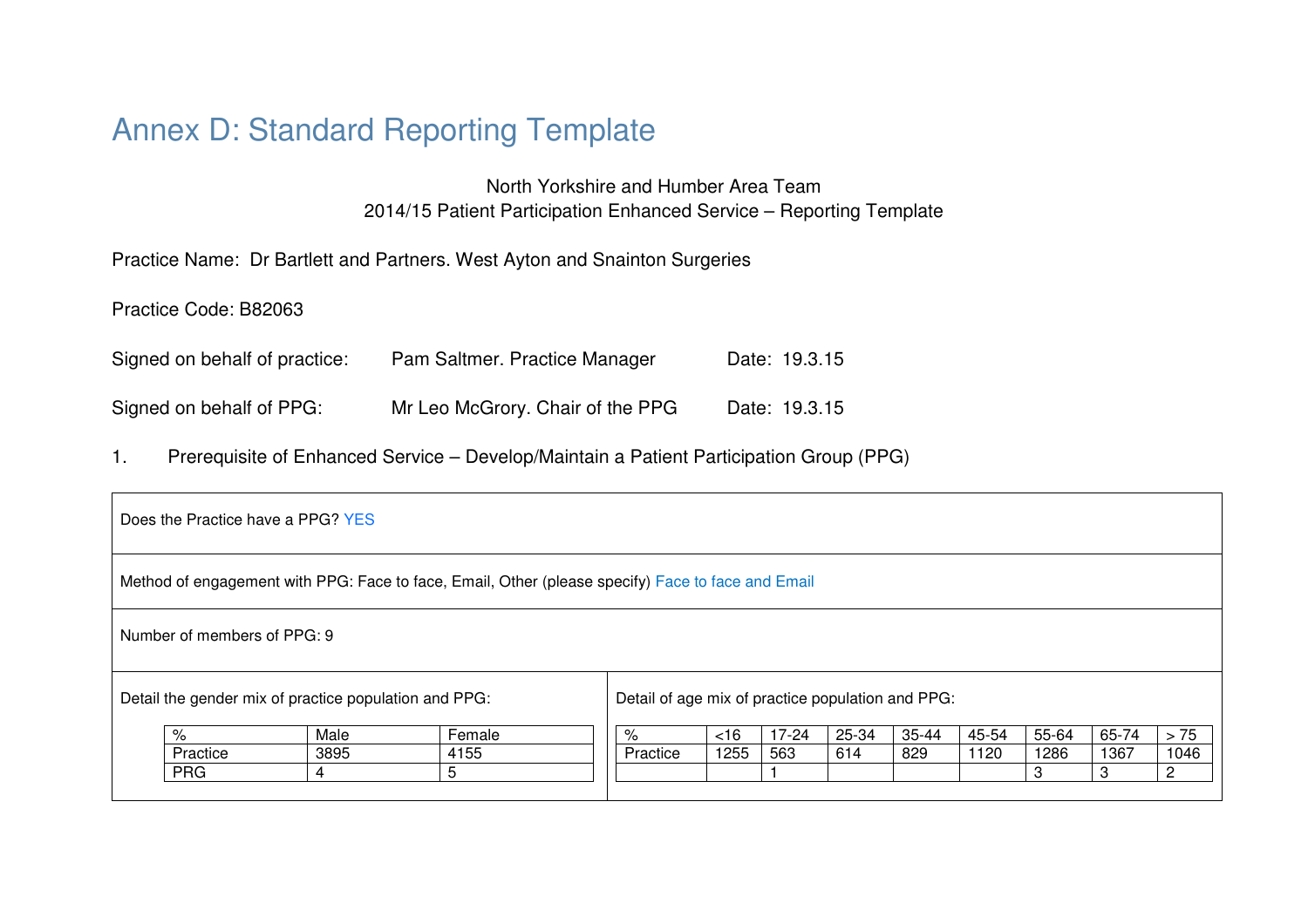# Annex D: Standard Reporting Template

North Yorkshire and Humber Area Team
2014/15 Patient Participation Enhanced Service – Reporting Template

Practice Name: Dr Bartlett and Partners. West Ayton and Snainton Surgeries

Practice Code: B82063

Signed on behalf of practice: Pam Saltmer. Practice Manager Date: 19.3.15

Signed on behalf of PPG: Mr Leo McGrory. Chair of the PPG Date: 19.3.15

1. Prerequisite of Enhanced Service – Develop/Maintain a Patient Participation Group (PPG)

Does the Practice have a PPG? YES

Method of engagement with PPG: Face to face, Email, Other (please specify) Face to face and Email

Number of members of PPG: 9

Detail the gender mix of practice population and PPG:

| % | Male | Female |
|---|---|---|
| Practice | 3895 | 4155 |
| PRG | 4 | 5 |

Detail of age mix of practice population and PPG:

| % | <16 | 17-24 | 25-34 | 35-44 | 45-54 | 55-64 | 65-74 | > 75 |
|---|---|---|---|---|---|---|---|---|
| Practice | 1255 | 563 | 614 | 829 | 1120 | 1286 | 1367 | 1046 |
| | | 1 | | | | 3 | 3 | 2 |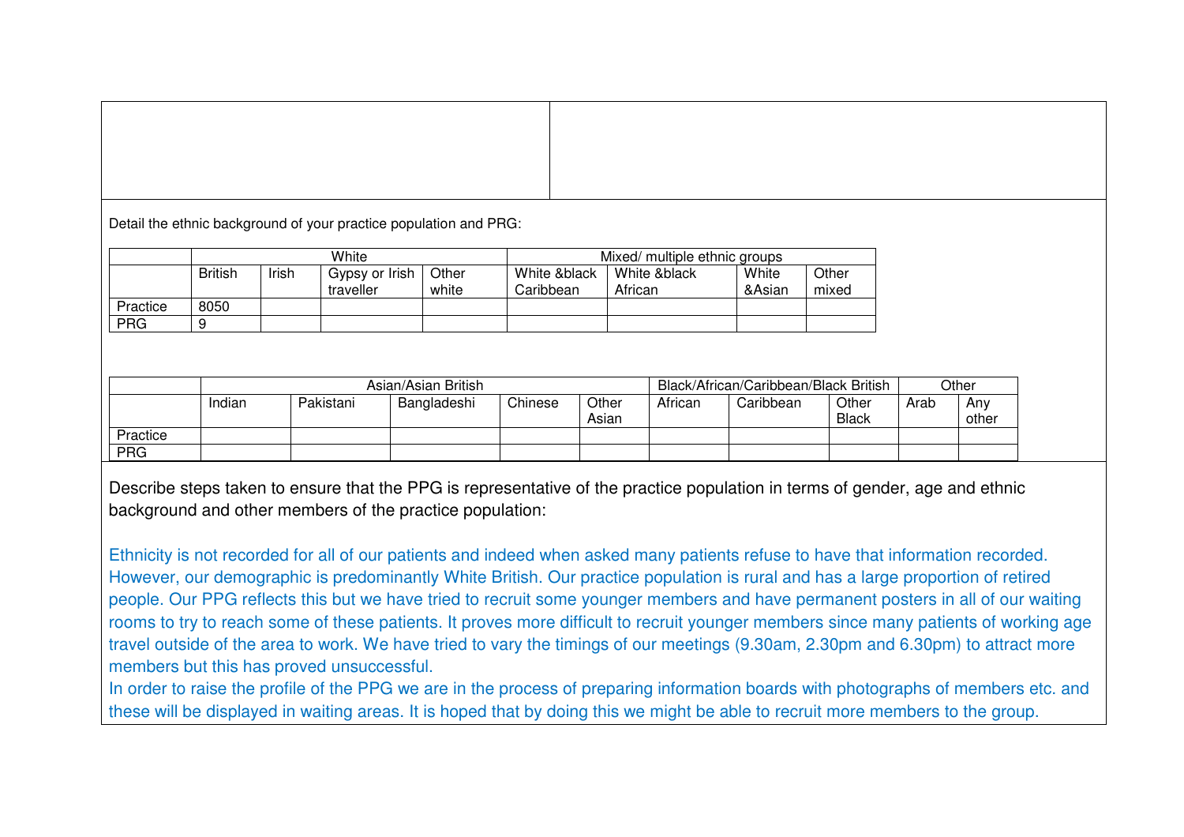Detail the ethnic background of your practice population and PRG:

| | White | | | | Mixed/ multiple ethnic groups | | | |
|---|---|---|---|---|---|---|---|---|
| | British | Irish | Gypsy or Irish traveller | Other white | White &black Caribbean | White &black African | White &Asian | Other mixed |
| Practice | 8050 | | | | | | | |
| PRG | 9 | | | | | | | |

| | Asian/Asian British | | | | | Black/African/Caribbean/Black British | | | Other | |
|---|---|---|---|---|---|---|---|---|---|---|
| | Indian | Pakistani | Bangladeshi | Chinese | Other Asian | African | Caribbean | Other Black | Arab | Any other |
| Practice | | | | | | | | | | |
| PRG | | | | | | | | | | |

Describe steps taken to ensure that the PPG is representative of the practice population in terms of gender, age and ethnic background and other members of the practice population:

Ethnicity is not recorded for all of our patients and indeed when asked many patients refuse to have that information recorded. However, our demographic is predominantly White British. Our practice population is rural and has a large proportion of retired people. Our PPG reflects this but we have tried to recruit some younger members and have permanent posters in all of our waiting rooms to try to reach some of these patients. It proves more difficult to recruit younger members since many patients of working age travel outside of the area to work. We have tried to vary the timings of our meetings (9.30am, 2.30pm and 6.30pm) to attract more members but this has proved unsuccessful.

In order to raise the profile of the PPG we are in the process of preparing information boards with photographs of members etc. and these will be displayed in waiting areas. It is hoped that by doing this we might be able to recruit more members to the group.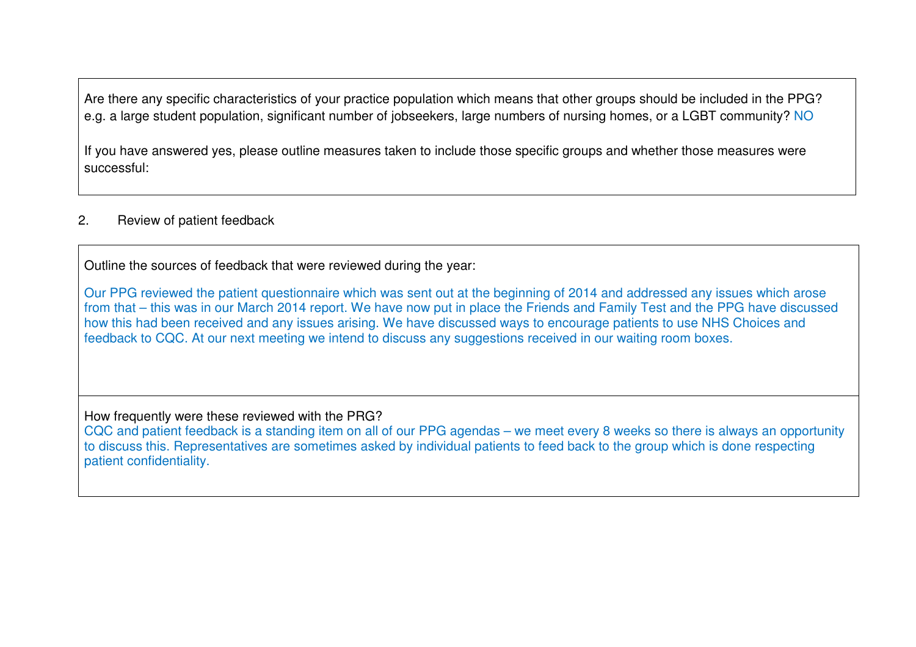Are there any specific characteristics of your practice population which means that other groups should be included in the PPG? e.g. a large student population, significant number of jobseekers, large numbers of nursing homes, or a LGBT community? NO

If you have answered yes, please outline measures taken to include those specific groups and whether those measures were successful:

2. Review of patient feedback

Outline the sources of feedback that were reviewed during the year:

Our PPG reviewed the patient questionnaire which was sent out at the beginning of 2014 and addressed any issues which arose from that – this was in our March 2014 report. We have now put in place the Friends and Family Test and the PPG have discussed how this had been received and any issues arising. We have discussed ways to encourage patients to use NHS Choices and feedback to CQC. At our next meeting we intend to discuss any suggestions received in our waiting room boxes.

How frequently were these reviewed with the PRG?

CQC and patient feedback is a standing item on all of our PPG agendas – we meet every 8 weeks so there is always an opportunity to discuss this. Representatives are sometimes asked by individual patients to feed back to the group which is done respecting patient confidentiality.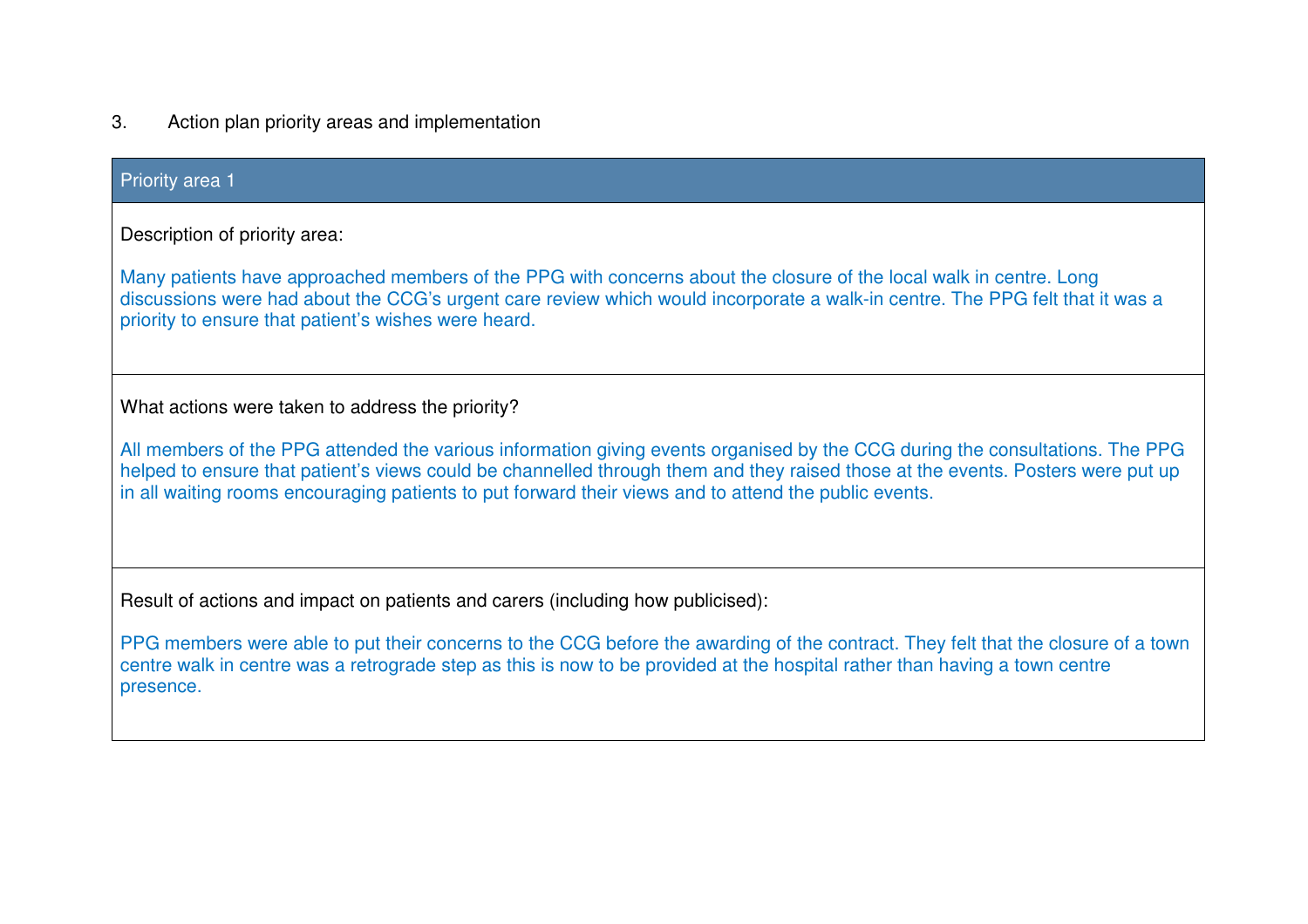## 3. Action plan priority areas and implementation

### Priority area 1

Description of priority area:

Many patients have approached members of the PPG with concerns about the closure of the local walk in centre. Long discussions were had about the CCG's urgent care review which would incorporate a walk-in centre. The PPG felt that it was a priority to ensure that patient's wishes were heard.

What actions were taken to address the priority?

All members of the PPG attended the various information giving events organised by the CCG during the consultations. The PPG helped to ensure that patient's views could be channelled through them and they raised those at the events. Posters were put up in all waiting rooms encouraging patients to put forward their views and to attend the public events.

Result of actions and impact on patients and carers (including how publicised):

PPG members were able to put their concerns to the CCG before the awarding of the contract. They felt that the closure of a town centre walk in centre was a retrograde step as this is now to be provided at the hospital rather than having a town centre presence.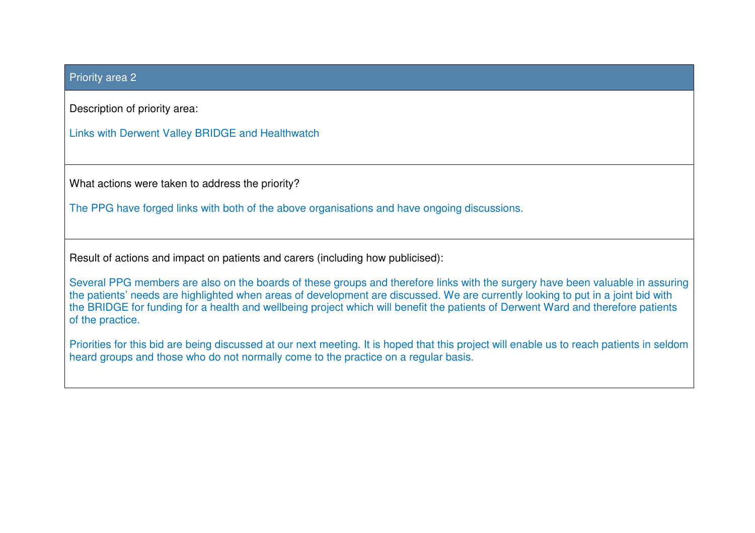## Priority area 2

Description of priority area:

Links with Derwent Valley BRIDGE and Healthwatch

What actions were taken to address the priority?

The PPG have forged links with both of the above organisations and have ongoing discussions.

Result of actions and impact on patients and carers (including how publicised):

Several PPG members are also on the boards of these groups and therefore links with the surgery have been valuable in assuring the patients' needs are highlighted when areas of development are discussed. We are currently looking to put in a joint bid with the BRIDGE for funding for a health and wellbeing project which will benefit the patients of Derwent Ward and therefore patients of the practice.

Priorities for this bid are being discussed at our next meeting. It is hoped that this project will enable us to reach patients in seldom heard groups and those who do not normally come to the practice on a regular basis.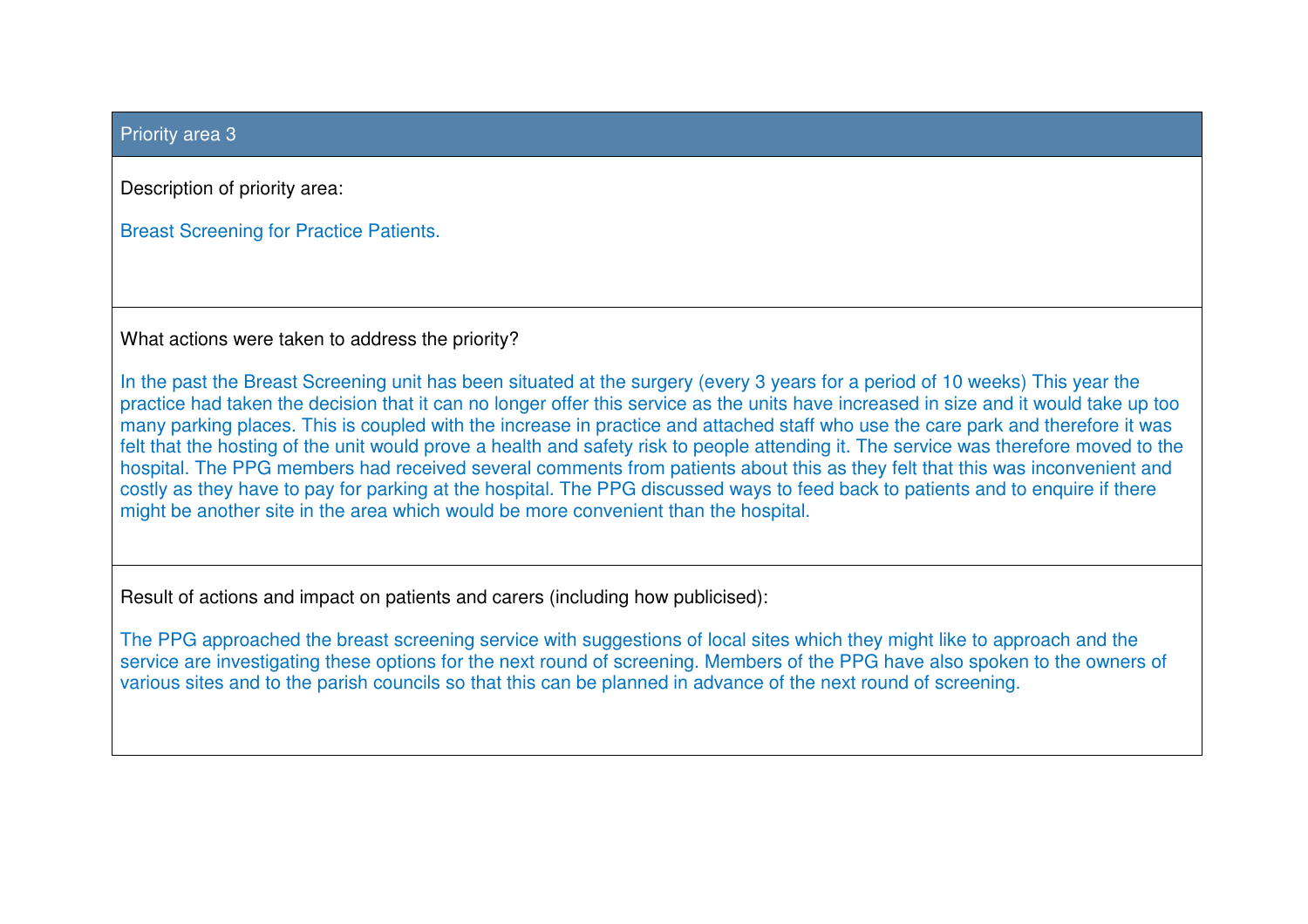## Priority area 3

Description of priority area:

Breast Screening for Practice Patients.

What actions were taken to address the priority?

In the past the Breast Screening unit has been situated at the surgery (every 3 years for a period of 10 weeks) This year the practice had taken the decision that it can no longer offer this service as the units have increased in size and it would take up too many parking places. This is coupled with the increase in practice and attached staff who use the care park and therefore it was felt that the hosting of the unit would prove a health and safety risk to people attending it. The service was therefore moved to the hospital. The PPG members had received several comments from patients about this as they felt that this was inconvenient and costly as they have to pay for parking at the hospital. The PPG discussed ways to feed back to patients and to enquire if there might be another site in the area which would be more convenient than the hospital.

Result of actions and impact on patients and carers (including how publicised):

The PPG approached the breast screening service with suggestions of local sites which they might like to approach and the service are investigating these options for the next round of screening. Members of the PPG have also spoken to the owners of various sites and to the parish councils so that this can be planned in advance of the next round of screening.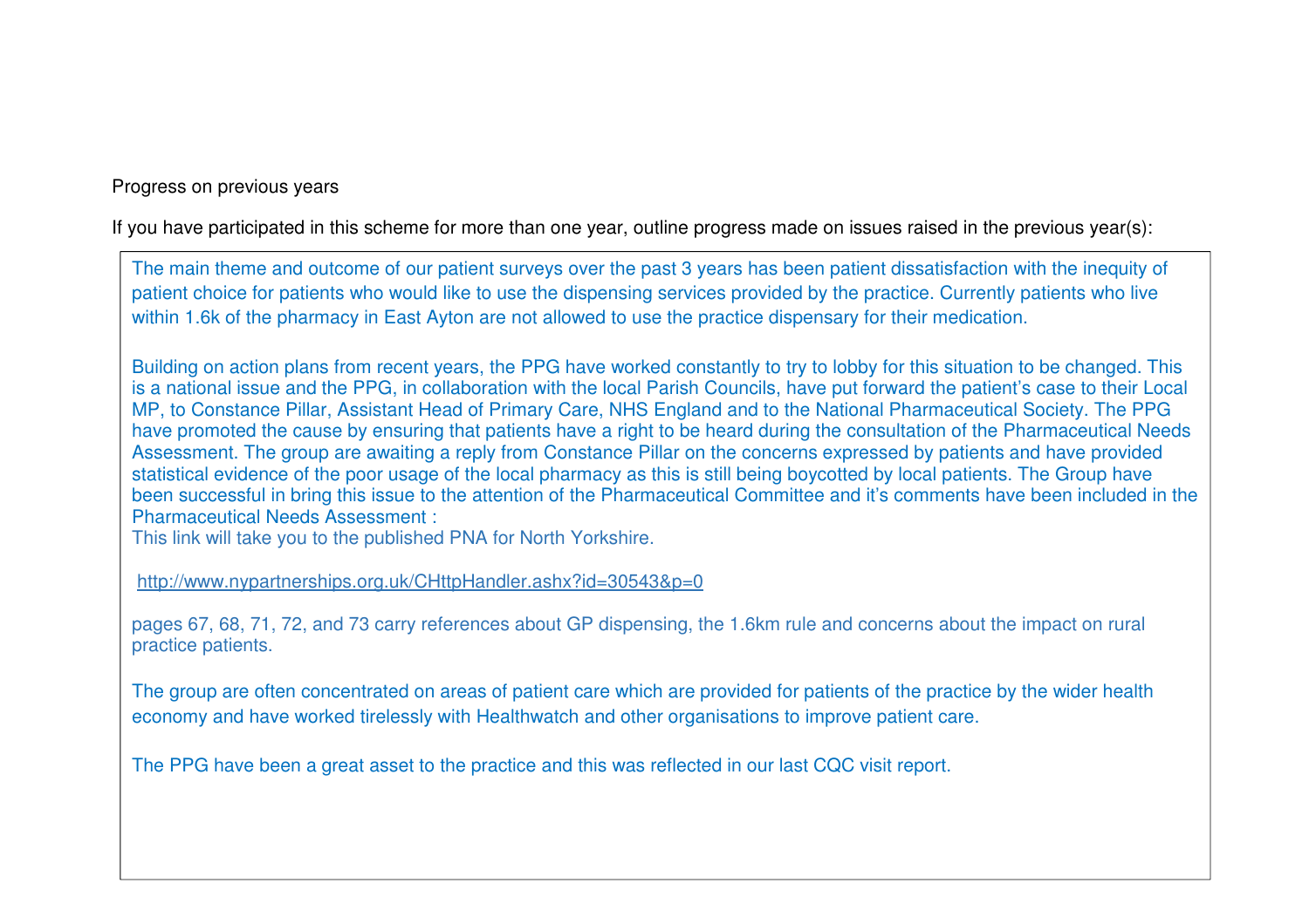Progress on previous years

If you have participated in this scheme for more than one year, outline progress made on issues raised in the previous year(s):

The main theme and outcome of our patient surveys over the past 3 years has been patient dissatisfaction with the inequity of patient choice for patients who would like to use the dispensing services provided by the practice. Currently patients who live within 1.6k of the pharmacy in East Ayton are not allowed to use the practice dispensary for their medication.

Building on action plans from recent years, the PPG have worked constantly to try to lobby for this situation to be changed. This is a national issue and the PPG, in collaboration with the local Parish Councils, have put forward the patient's case to their Local MP, to Constance Pillar, Assistant Head of Primary Care, NHS England and to the National Pharmaceutical Society. The PPG have promoted the cause by ensuring that patients have a right to be heard during the consultation of the Pharmaceutical Needs Assessment. The group are awaiting a reply from Constance Pillar on the concerns expressed by patients and have provided statistical evidence of the poor usage of the local pharmacy as this is still being boycotted by local patients. The Group have been successful in bring this issue to the attention of the Pharmaceutical Committee and it's comments have been included in the Pharmaceutical Needs Assessment :
This link will take you to the published PNA for North Yorkshire.

http://www.nypartnerships.org.uk/CHttpHandler.ashx?id=30543&p=0

pages 67, 68, 71, 72, and 73 carry references about GP dispensing, the 1.6km rule and concerns about the impact on rural practice patients.

The group are often concentrated on areas of patient care which are provided for patients of the practice by the wider health economy and have worked tirelessly with Healthwatch and other organisations to improve patient care.

The PPG have been a great asset to the practice and this was reflected in our last CQC visit report.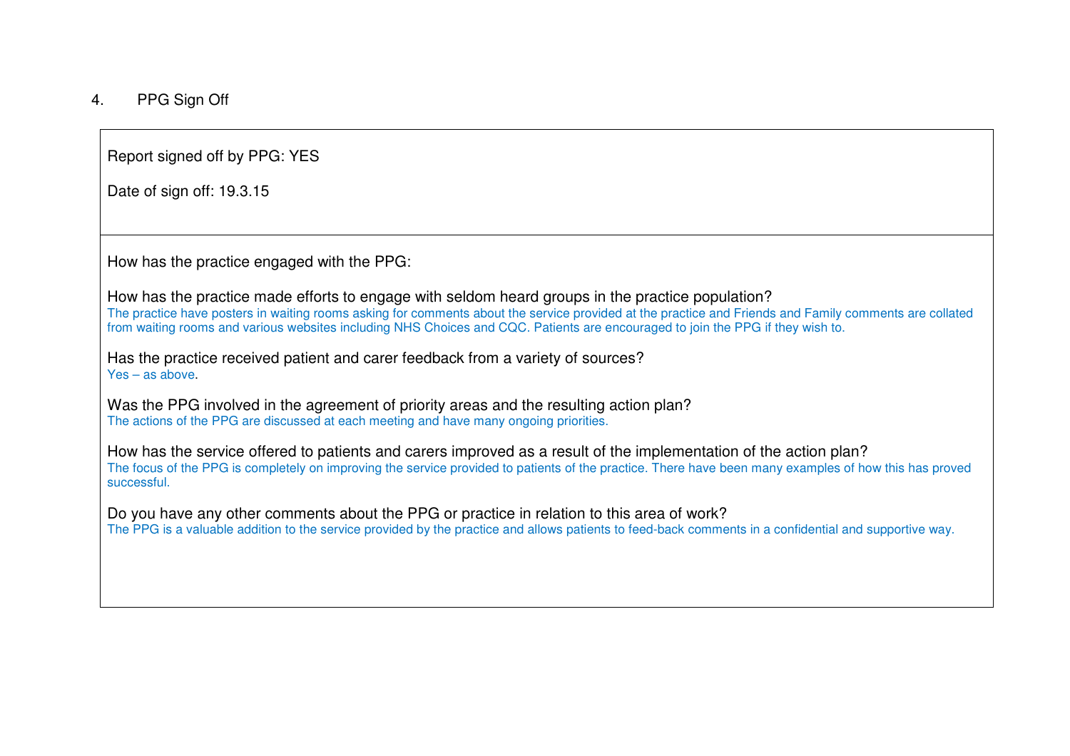## 4. PPG Sign Off

Report signed off by PPG: YES

Date of sign off: 19.3.15

How has the practice engaged with the PPG:

How has the practice made efforts to engage with seldom heard groups in the practice population?

The practice have posters in waiting rooms asking for comments about the service provided at the practice and Friends and Family comments are collated from waiting rooms and various websites including NHS Choices and CQC. Patients are encouraged to join the PPG if they wish to.

Has the practice received patient and carer feedback from a variety of sources?

Yes – as above.

Was the PPG involved in the agreement of priority areas and the resulting action plan?

The actions of the PPG are discussed at each meeting and have many ongoing priorities.

How has the service offered to patients and carers improved as a result of the implementation of the action plan?

The focus of the PPG is completely on improving the service provided to patients of the practice. There have been many examples of how this has proved successful.

Do you have any other comments about the PPG or practice in relation to this area of work?

The PPG is a valuable addition to the service provided by the practice and allows patients to feed-back comments in a confidential and supportive way.